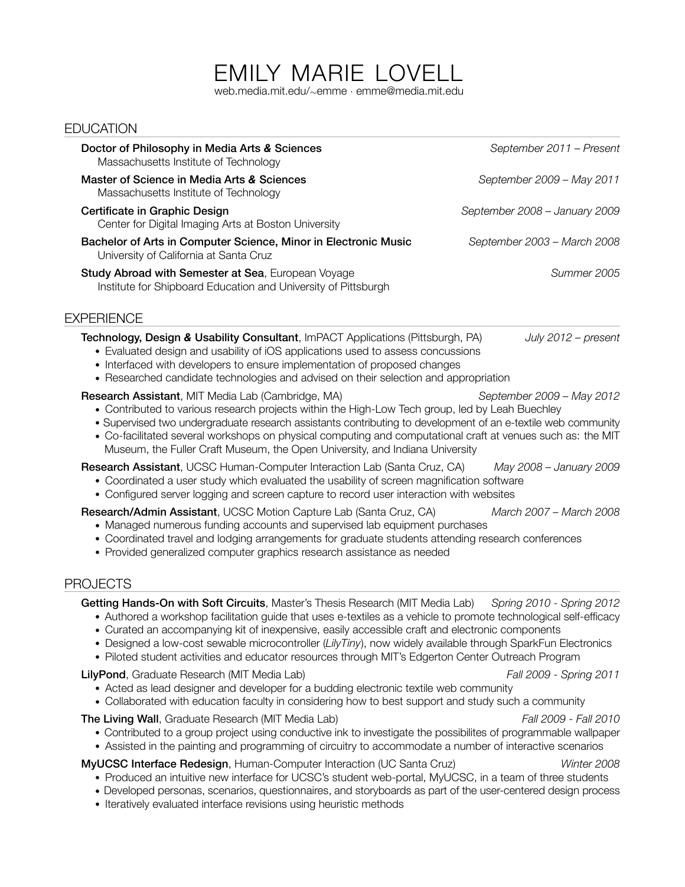# EMILY MARIE LOVELL

web.media.mit.edu/∼emme · emme@media.mit.edu

## EDUCATION

**Doctor of Philosophy in Media Arts & Sciences** — *September 2011 – Present*
Massachusetts Institute of Technology

**Master of Science in Media Arts & Sciences** — *September 2009 – May 2011*
Massachusetts Institute of Technology

**Certificate in Graphic Design** — *September 2008 – January 2009*
Center for Digital Imaging Arts at Boston University

**Bachelor of Arts in Computer Science, Minor in Electronic Music** — *September 2003 – March 2008*
University of California at Santa Cruz

**Study Abroad with Semester at Sea**, European Voyage — *Summer 2005*
Institute for Shipboard Education and University of Pittsburgh

## EXPERIENCE

**Technology, Design & Usability Consultant**, ImPACT Applications (Pittsburgh, PA) — *July 2012 – present*

- Evaluated design and usability of iOS applications used to assess concussions
- Interfaced with developers to ensure implementation of proposed changes
- Researched candidate technologies and advised on their selection and appropriation

**Research Assistant**, MIT Media Lab (Cambridge, MA) — *September 2009 – May 2012*

- Contributed to various research projects within the High-Low Tech group, led by Leah Buechley
- Supervised two undergraduate research assistants contributing to development of an e-textile web community
- Co-facilitated several workshops on physical computing and computational craft at venues such as: the MIT Museum, the Fuller Craft Museum, the Open University, and Indiana University

**Research Assistant**, UCSC Human-Computer Interaction Lab (Santa Cruz, CA) — *May 2008 – January 2009*

- Coordinated a user study which evaluated the usability of screen magnification software
- Configured server logging and screen capture to record user interaction with websites

**Research/Admin Assistant**, UCSC Motion Capture Lab (Santa Cruz, CA) — *March 2007 – March 2008*

- Managed numerous funding accounts and supervised lab equipment purchases
- Coordinated travel and lodging arrangements for graduate students attending research conferences
- Provided generalized computer graphics research assistance as needed

## PROJECTS

**Getting Hands-On with Soft Circuits**, Master's Thesis Research (MIT Media Lab) — *Spring 2010 - Spring 2012*

- Authored a workshop facilitation guide that uses e-textiles as a vehicle to promote technological self-efficacy
- Curated an accompanying kit of inexpensive, easily accessible craft and electronic components
- Designed a low-cost sewable microcontroller (*LilyTiny*), now widely available through SparkFun Electronics
- Piloted student activities and educator resources through MIT's Edgerton Center Outreach Program

**LilyPond**, Graduate Research (MIT Media Lab) — *Fall 2009 - Spring 2011*

- Acted as lead designer and developer for a budding electronic textile web community
- Collaborated with education faculty in considering how to best support and study such a community

**The Living Wall**, Graduate Research (MIT Media Lab) — *Fall 2009 - Fall 2010*

- Contributed to a group project using conductive ink to investigate the possibilites of programmable wallpaper
- Assisted in the painting and programming of circuitry to accommodate a number of interactive scenarios

**MyUCSC Interface Redesign**, Human-Computer Interaction (UC Santa Cruz) — *Winter 2008*

- Produced an intuitive new interface for UCSC's student web-portal, MyUCSC, in a team of three students
- Developed personas, scenarios, questionnaires, and storyboards as part of the user-centered design process
- Iteratively evaluated interface revisions using heuristic methods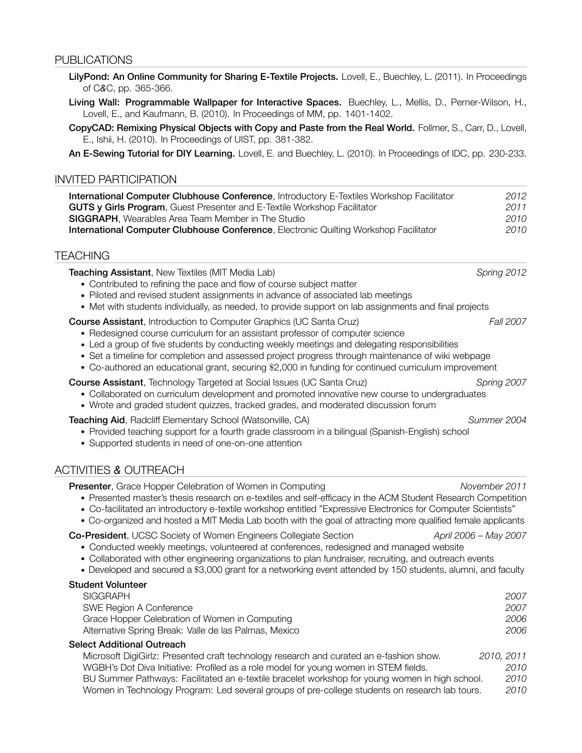## PUBLICATIONS

**LilyPond: An Online Community for Sharing E-Textile Projects.** Lovell, E., Buechley, L. (2011). In Proceedings of C&C, pp. 365-366.

**Living Wall: Programmable Wallpaper for Interactive Spaces.** Buechley, L., Mellis, D., Perner-Wilson, H., Lovell, E., and Kaufmann, B. (2010). In Proceedings of MM, pp. 1401-1402.

**CopyCAD: Remixing Physical Objects with Copy and Paste from the Real World.** Follmer, S., Carr, D., Lovell, E., Ishii, H. (2010). In Proceedings of UIST, pp. 381-382.

**An E-Sewing Tutorial for DIY Learning.** Lovell, E. and Buechley, L. (2010). In Proceedings of IDC, pp. 230-233.

## INVITED PARTICIPATION

**International Computer Clubhouse Conference**, Introductory E-Textiles Workshop Facilitator — *2012*
**GUTS y Girls Program**, Guest Presenter and E-Textile Workshop Facilitator — *2011*
**SIGGRAPH**, Wearables Area Team Member in The Studio — *2010*
**International Computer Clubhouse Conference**, Electronic Quilting Workshop Facilitator — *2010*

## TEACHING

**Teaching Assistant**, New Textiles (MIT Media Lab) — *Spring 2012*

- Contributed to refining the pace and flow of course subject matter
- Piloted and revised student assignments in advance of associated lab meetings
- Met with students individually, as needed, to provide support on lab assignments and final projects

**Course Assistant**, Introduction to Computer Graphics (UC Santa Cruz) — *Fall 2007*

- Redesigned course curriculum for an assistant professor of computer science
- Led a group of five students by conducting weekly meetings and delegating responsibilities
- Set a timeline for completion and assessed project progress through maintenance of wiki webpage
- Co-authored an educational grant, securing $2,000 in funding for continued curriculum improvement

**Course Assistant**, Technology Targeted at Social Issues (UC Santa Cruz) — *Spring 2007*

- Collaborated on curriculum development and promoted innovative new course to undergraduates
- Wrote and graded student quizzes, tracked grades, and moderated discussion forum

**Teaching Aid**, Radcliff Elementary School (Watsonville, CA) — *Summer 2004*

- Provided teaching support for a fourth grade classroom in a bilingual (Spanish-English) school
- Supported students in need of one-on-one attention

## ACTIVITIES & OUTREACH

**Presenter**, Grace Hopper Celebration of Women in Computing — *November 2011*

- Presented master's thesis research on e-textiles and self-efficacy in the ACM Student Research Competition
- Co-facilitated an introductory e-textile workshop entitled "Expressive Electronics for Computer Scientists"
- Co-organized and hosted a MIT Media Lab booth with the goal of attracting more qualified female applicants

**Co-President**, UCSC Society of Women Engineers Collegiate Section — *April 2006 – May 2007*

- Conducted weekly meetings, volunteered at conferences, redesigned and managed website
- Collaborated with other engineering organizations to plan fundraiser, recruiting, and outreach events
- Developed and secured a $3,000 grant for a networking event attended by 150 students, alumni, and faculty

**Student Volunteer**

SIGGRAPH — *2007*
SWE Region A Conference — *2007*
Grace Hopper Celebration of Women in Computing — *2006*
Alternative Spring Break: Valle de las Palmas, Mexico — *2006*

**Select Additional Outreach**

Microsoft DigiGirlz: Presented craft technology research and curated an e-fashion show. — *2010, 2011*
WGBH's Dot Diva Initiative: Profiled as a role model for young women in STEM fields. — *2010*
BU Summer Pathways: Facilitated an e-textile bracelet workshop for young women in high school. — *2010*
Women in Technology Program: Led several groups of pre-college students on research lab tours. — *2010*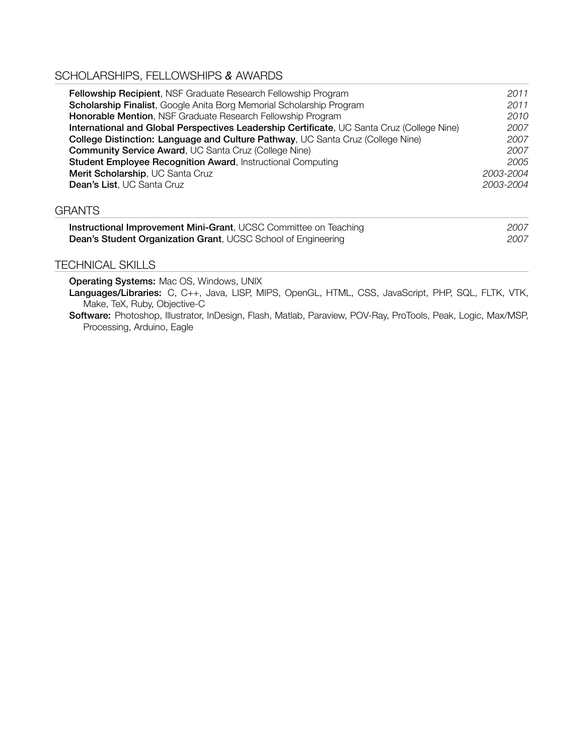## SCHOLARSHIPS, FELLOWSHIPS & AWARDS

**Fellowship Recipient**, NSF Graduate Research Fellowship Program *2011*
**Scholarship Finalist**, Google Anita Borg Memorial Scholarship Program *2011*
**Honorable Mention**, NSF Graduate Research Fellowship Program *2010*
**International and Global Perspectives Leadership Certificate**, UC Santa Cruz (College Nine) *2007*
**College Distinction: Language and Culture Pathway**, UC Santa Cruz (College Nine) *2007*
**Community Service Award**, UC Santa Cruz (College Nine) *2007*
**Student Employee Recognition Award**, Instructional Computing *2005*
**Merit Scholarship**, UC Santa Cruz *2003-2004*
**Dean's List**, UC Santa Cruz *2003-2004*

## GRANTS

**Instructional Improvement Mini-Grant**, UCSC Committee on Teaching *2007*
**Dean's Student Organization Grant**, UCSC School of Engineering *2007*

## TECHNICAL SKILLS

**Operating Systems:** Mac OS, Windows, UNIX
**Languages/Libraries:** C, C++, Java, LISP, MIPS, OpenGL, HTML, CSS, JavaScript, PHP, SQL, FLTK, VTK, Make, TeX, Ruby, Objective-C
**Software:** Photoshop, Illustrator, InDesign, Flash, Matlab, Paraview, POV-Ray, ProTools, Peak, Logic, Max/MSP, Processing, Arduino, Eagle